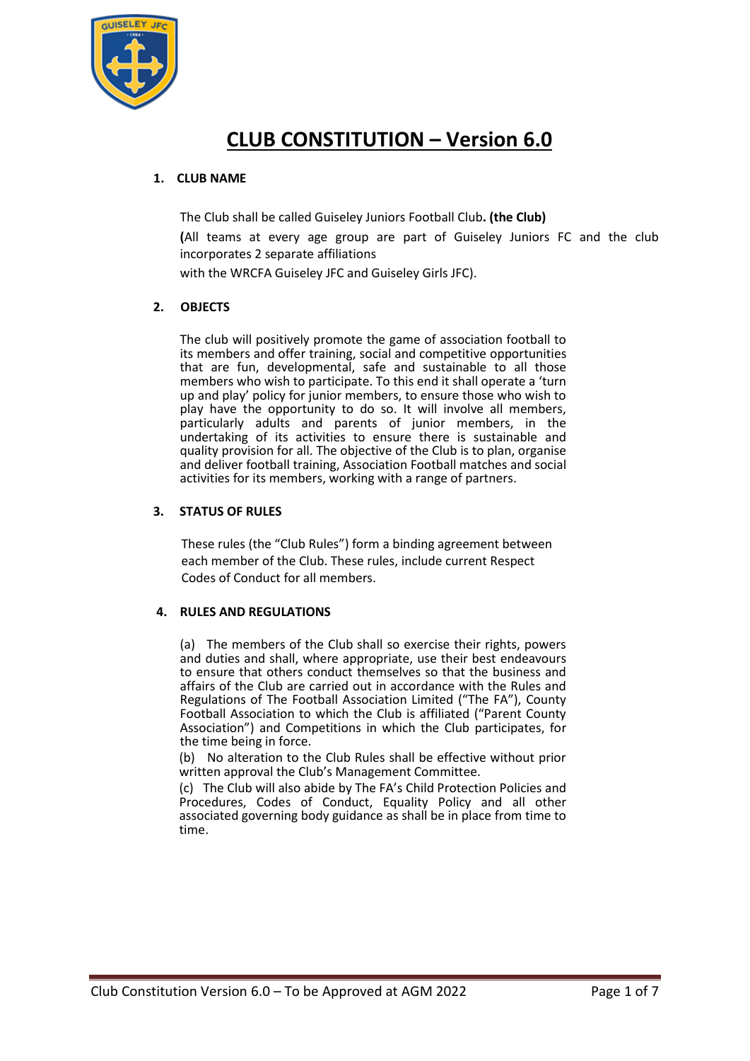# CLUB CONSTITUTION – Version 6.0

## 1. CLUB NAME

The Club shall be called Guiseley Juniors Football Club**. (the Club)**

**(**All teams at every age group are part of Guiseley Juniors FC and the club incorporates 2 separate affiliations with the WRCFA Guiseley JFC and Guiseley Girls JFC).

## 2. OBJECTS

The club will positively promote the game of association football to its members and offer training, social and competitive opportunities that are fun, developmental, safe and sustainable to all those members who wish to participate. To this end it shall operate a 'turn up and play' policy for junior members, to ensure those who wish to play have the opportunity to do so. It will involve all members, particularly adults and parents of junior members, in the undertaking of its activities to ensure there is sustainable and quality provision for all. The objective of the Club is to plan, organise and deliver football training, Association Football matches and social activities for its members, working with a range of partners.

## 3. STATUS OF RULES

These rules (the "Club Rules") form a binding agreement between each member of the Club. These rules, include current Respect Codes of Conduct for all members.

## 4. RULES AND REGULATIONS

(a) The members of the Club shall so exercise their rights, powers and duties and shall, where appropriate, use their best endeavours to ensure that others conduct themselves so that the business and affairs of the Club are carried out in accordance with the Rules and Regulations of The Football Association Limited ("The FA"), County Football Association to which the Club is affiliated ("Parent County Association") and Competitions in which the Club participates, for the time being in force.

(b) No alteration to the Club Rules shall be effective without prior written approval the Club's Management Committee.

(c) The Club will also abide by The FA's Child Protection Policies and Procedures, Codes of Conduct, Equality Policy and all other associated governing body guidance as shall be in place from time to time.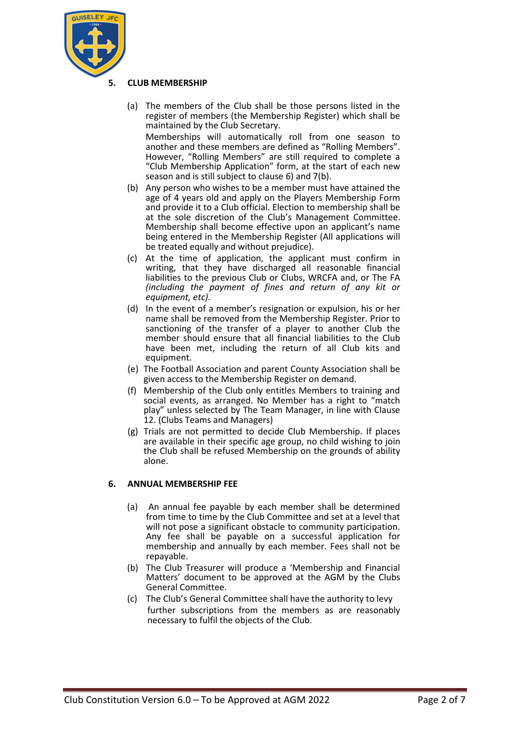## 5. CLUB MEMBERSHIP

(a) The members of the Club shall be those persons listed in the register of members (the Membership Register) which shall be maintained by the Club Secretary.

Memberships will automatically roll from one season to another and these members are defined as "Rolling Members". However, "Rolling Members" are still required to complete a "Club Membership Application" form, at the start of each new season and is still subject to clause 6) and 7(b).

(b) Any person who wishes to be a member must have attained the age of 4 years old and apply on the Players Membership Form and provide it to a Club official. Election to membership shall be at the sole discretion of the Club's Management Committee. Membership shall become effective upon an applicant's name being entered in the Membership Register (All applications will be treated equally and without prejudice).

(c) At the time of application, the applicant must confirm in writing, that they have discharged all reasonable financial liabilities to the previous Club or Clubs, WRCFA and, or The FA *(including the payment of fines and return of any kit or equipment, etc).*

(d) In the event of a member's resignation or expulsion, his or her name shall be removed from the Membership Register. Prior to sanctioning of the transfer of a player to another Club the member should ensure that all financial liabilities to the Club have been met, including the return of all Club kits and equipment.

(e) The Football Association and parent County Association shall be given access to the Membership Register on demand.

(f) Membership of the Club only entitles Members to training and social events, as arranged. No Member has a right to "match play" unless selected by The Team Manager, in line with Clause 12. (Clubs Teams and Managers)

(g) Trials are not permitted to decide Club Membership. If places are available in their specific age group, no child wishing to join the Club shall be refused Membership on the grounds of ability alone.

## 6. ANNUAL MEMBERSHIP FEE

(a) An annual fee payable by each member shall be determined from time to time by the Club Committee and set at a level that will not pose a significant obstacle to community participation. Any fee shall be payable on a successful application for membership and annually by each member. Fees shall not be repayable.

(b) The Club Treasurer will produce a 'Membership and Financial Matters' document to be approved at the AGM by the Clubs General Committee.

(c) The Club's General Committee shall have the authority to levy further subscriptions from the members as are reasonably necessary to fulfil the objects of the Club.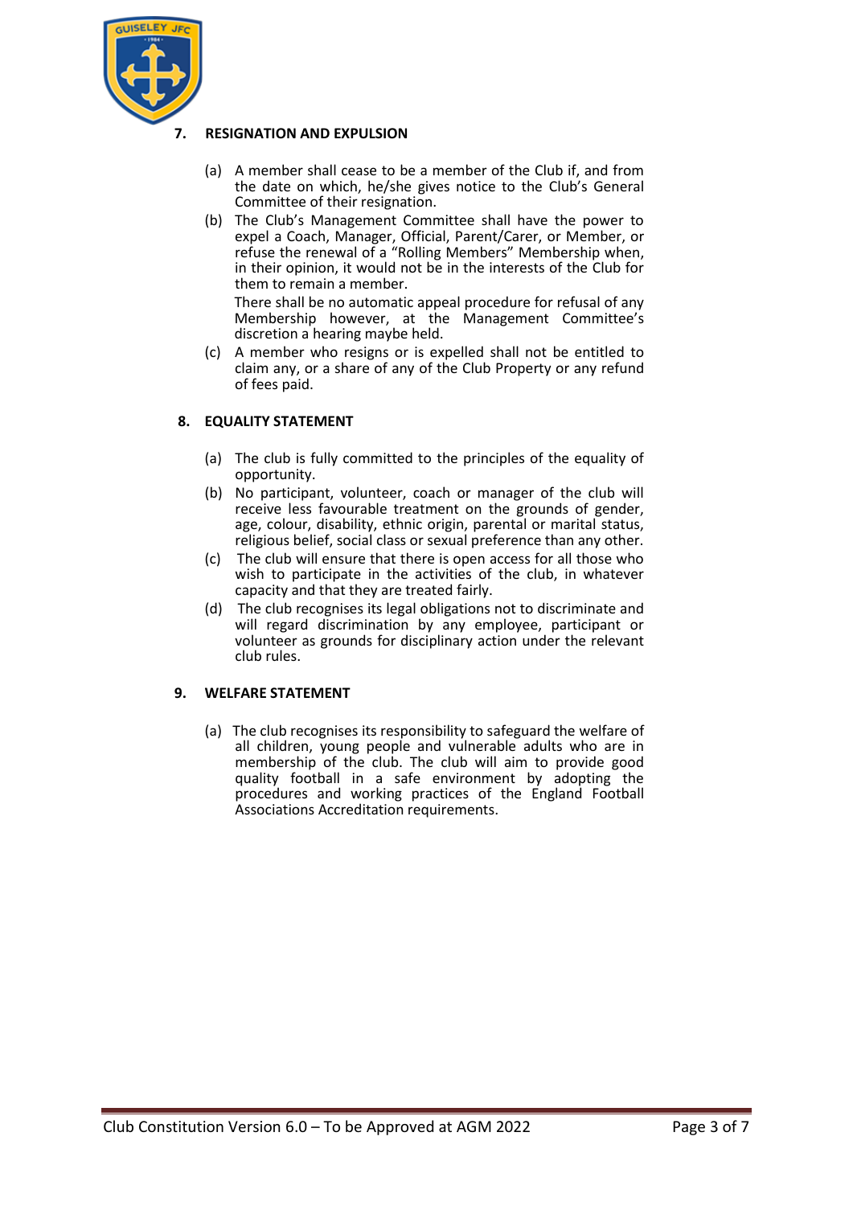## 7. RESIGNATION AND EXPULSION

(a) A member shall cease to be a member of the Club if, and from the date on which, he/she gives notice to the Club's General Committee of their resignation.

(b) The Club's Management Committee shall have the power to expel a Coach, Manager, Official, Parent/Carer, or Member, or refuse the renewal of a "Rolling Members" Membership when, in their opinion, it would not be in the interests of the Club for them to remain a member.

There shall be no automatic appeal procedure for refusal of any Membership however, at the Management Committee's discretion a hearing maybe held.

(c) A member who resigns or is expelled shall not be entitled to claim any, or a share of any of the Club Property or any refund of fees paid.

## 8. EQUALITY STATEMENT

(a) The club is fully committed to the principles of the equality of opportunity.

(b) No participant, volunteer, coach or manager of the club will receive less favourable treatment on the grounds of gender, age, colour, disability, ethnic origin, parental or marital status, religious belief, social class or sexual preference than any other.

(c) The club will ensure that there is open access for all those who wish to participate in the activities of the club, in whatever capacity and that they are treated fairly.

(d) The club recognises its legal obligations not to discriminate and will regard discrimination by any employee, participant or volunteer as grounds for disciplinary action under the relevant club rules.

## 9. WELFARE STATEMENT

(a) The club recognises its responsibility to safeguard the welfare of all children, young people and vulnerable adults who are in membership of the club. The club will aim to provide good quality football in a safe environment by adopting the procedures and working practices of the England Football Associations Accreditation requirements.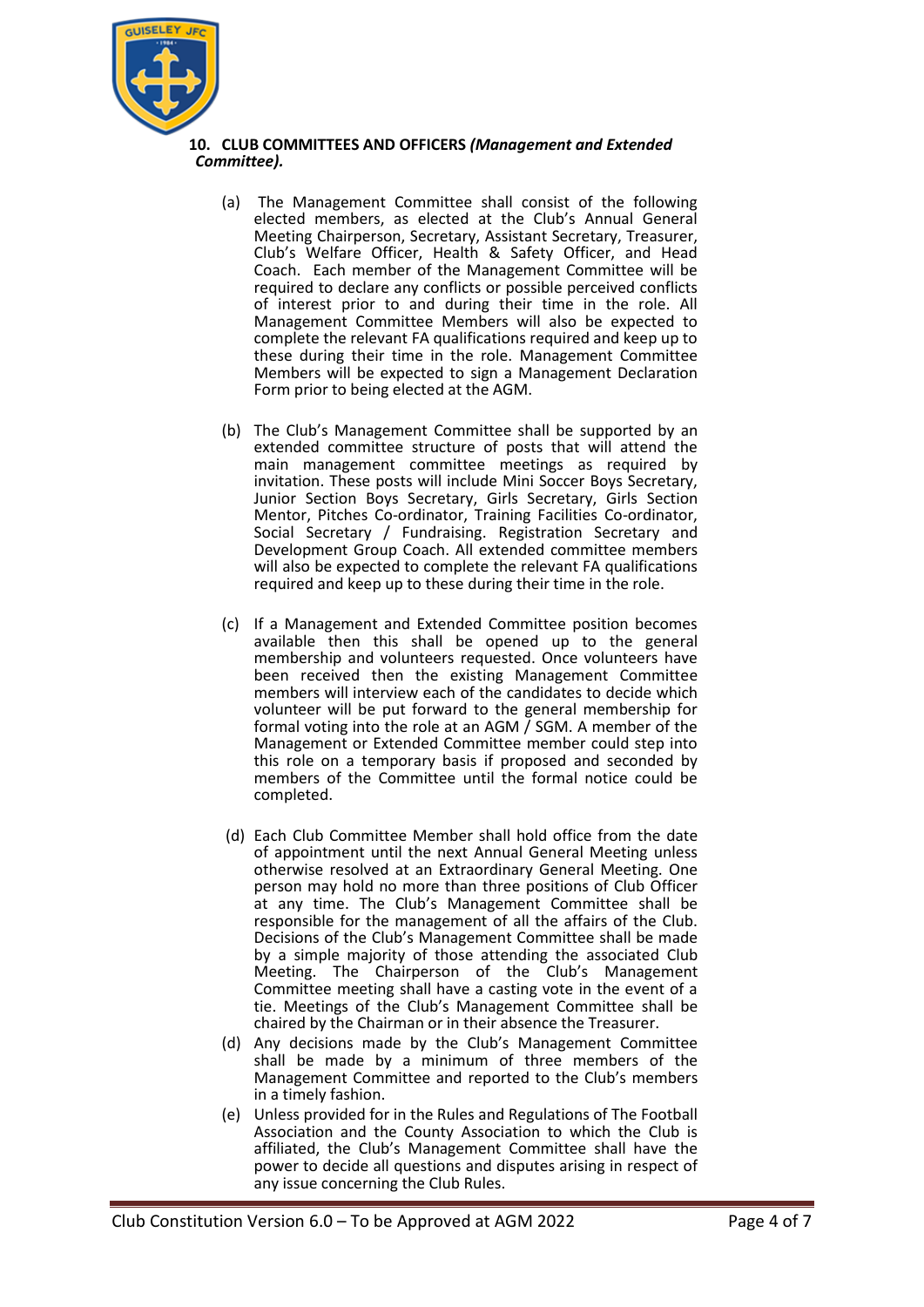## 10. CLUB COMMITTEES AND OFFICERS *(Management and Extended Committee).*

(a) The Management Committee shall consist of the following elected members, as elected at the Club's Annual General Meeting Chairperson, Secretary, Assistant Secretary, Treasurer, Club's Welfare Officer, Health & Safety Officer, and Head Coach. Each member of the Management Committee will be required to declare any conflicts or possible perceived conflicts of interest prior to and during their time in the role. All Management Committee Members will also be expected to complete the relevant FA qualifications required and keep up to these during their time in the role. Management Committee Members will be expected to sign a Management Declaration Form prior to being elected at the AGM.

(b) The Club's Management Committee shall be supported by an extended committee structure of posts that will attend the main management committee meetings as required by invitation. These posts will include Mini Soccer Boys Secretary, Junior Section Boys Secretary, Girls Secretary, Girls Section Mentor, Pitches Co-ordinator, Training Facilities Co-ordinator, Social Secretary / Fundraising. Registration Secretary and Development Group Coach. All extended committee members will also be expected to complete the relevant FA qualifications required and keep up to these during their time in the role.

(c) If a Management and Extended Committee position becomes available then this shall be opened up to the general membership and volunteers requested. Once volunteers have been received then the existing Management Committee members will interview each of the candidates to decide which volunteer will be put forward to the general membership for formal voting into the role at an AGM / SGM. A member of the Management or Extended Committee member could step into this role on a temporary basis if proposed and seconded by members of the Committee until the formal notice could be completed.

(d) Each Club Committee Member shall hold office from the date of appointment until the next Annual General Meeting unless otherwise resolved at an Extraordinary General Meeting. One person may hold no more than three positions of Club Officer at any time. The Club's Management Committee shall be responsible for the management of all the affairs of the Club. Decisions of the Club's Management Committee shall be made by a simple majority of those attending the associated Club Meeting. The Chairperson of the Club's Management Committee meeting shall have a casting vote in the event of a tie. Meetings of the Club's Management Committee shall be chaired by the Chairman or in their absence the Treasurer.

(d) Any decisions made by the Club's Management Committee shall be made by a minimum of three members of the Management Committee and reported to the Club's members in a timely fashion.

(e) Unless provided for in the Rules and Regulations of The Football Association and the County Association to which the Club is affiliated, the Club's Management Committee shall have the power to decide all questions and disputes arising in respect of any issue concerning the Club Rules.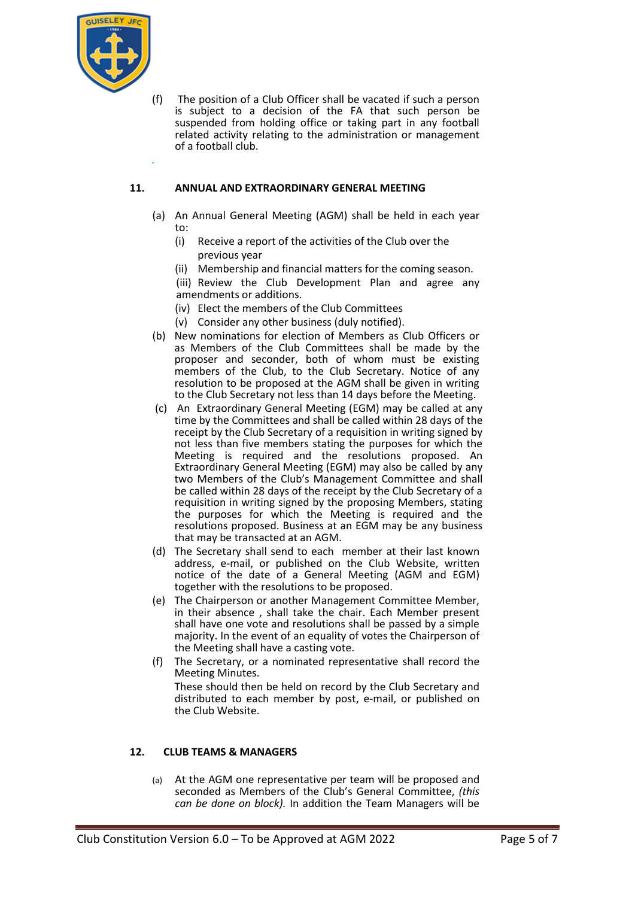(f) The position of a Club Officer shall be vacated if such a person is subject to a decision of the FA that such person be suspended from holding office or taking part in any football related activity relating to the administration or management of a football club.

## 11. ANNUAL AND EXTRAORDINARY GENERAL MEETING

(a) An Annual General Meeting (AGM) shall be held in each year to:

- (i) Receive a report of the activities of the Club over the previous year
- (ii) Membership and financial matters for the coming season.
- (iii) Review the Club Development Plan and agree any amendments or additions.
- (iv) Elect the members of the Club Committees
- (v) Consider any other business (duly notified).

(b) New nominations for election of Members as Club Officers or as Members of the Club Committees shall be made by the proposer and seconder, both of whom must be existing members of the Club, to the Club Secretary. Notice of any resolution to be proposed at the AGM shall be given in writing to the Club Secretary not less than 14 days before the Meeting.

(c) An Extraordinary General Meeting (EGM) may be called at any time by the Committees and shall be called within 28 days of the receipt by the Club Secretary of a requisition in writing signed by not less than five members stating the purposes for which the Meeting is required and the resolutions proposed. An Extraordinary General Meeting (EGM) may also be called by any two Members of the Club's Management Committee and shall be called within 28 days of the receipt by the Club Secretary of a requisition in writing signed by the proposing Members, stating the purposes for which the Meeting is required and the resolutions proposed. Business at an EGM may be any business that may be transacted at an AGM.

(d) The Secretary shall send to each member at their last known address, e-mail, or published on the Club Website, written notice of the date of a General Meeting (AGM and EGM) together with the resolutions to be proposed.

(e) The Chairperson or another Management Committee Member, in their absence , shall take the chair. Each Member present shall have one vote and resolutions shall be passed by a simple majority. In the event of an equality of votes the Chairperson of the Meeting shall have a casting vote.

(f) The Secretary, or a nominated representative shall record the Meeting Minutes.
These should then be held on record by the Club Secretary and distributed to each member by post, e-mail, or published on the Club Website.

## 12. CLUB TEAMS & MANAGERS

(a) At the AGM one representative per team will be proposed and seconded as Members of the Club's General Committee, *(this can be done on block).* In addition the Team Managers will be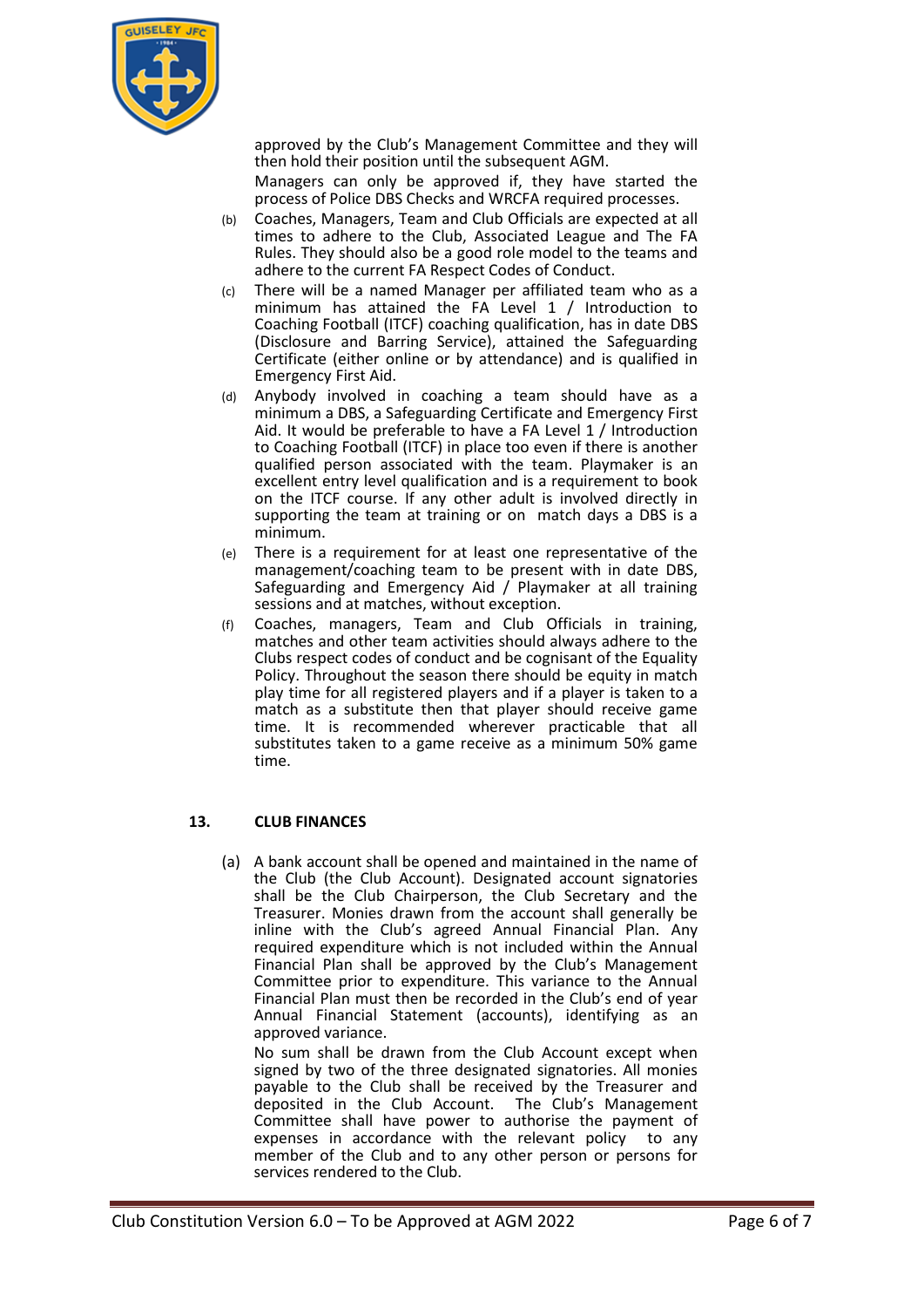approved by the Club's Management Committee and they will then hold their position until the subsequent AGM.

Managers can only be approved if, they have started the process of Police DBS Checks and WRCFA required processes.

(b) Coaches, Managers, Team and Club Officials are expected at all times to adhere to the Club, Associated League and The FA Rules. They should also be a good role model to the teams and adhere to the current FA Respect Codes of Conduct.

(c) There will be a named Manager per affiliated team who as a minimum has attained the FA Level 1 / Introduction to Coaching Football (ITCF) coaching qualification, has in date DBS (Disclosure and Barring Service), attained the Safeguarding Certificate (either online or by attendance) and is qualified in Emergency First Aid.

(d) Anybody involved in coaching a team should have as a minimum a DBS, a Safeguarding Certificate and Emergency First Aid. It would be preferable to have a FA Level 1 / Introduction to Coaching Football (ITCF) in place too even if there is another qualified person associated with the team. Playmaker is an excellent entry level qualification and is a requirement to book on the ITCF course. If any other adult is involved directly in supporting the team at training or on match days a DBS is a minimum.

(e) There is a requirement for at least one representative of the management/coaching team to be present with in date DBS, Safeguarding and Emergency Aid / Playmaker at all training sessions and at matches, without exception.

(f) Coaches, managers, Team and Club Officials in training, matches and other team activities should always adhere to the Clubs respect codes of conduct and be cognisant of the Equality Policy. Throughout the season there should be equity in match play time for all registered players and if a player is taken to a match as a substitute then that player should receive game time. It is recommended wherever practicable that all substitutes taken to a game receive as a minimum 50% game time.

## 13. CLUB FINANCES

(a) A bank account shall be opened and maintained in the name of the Club (the Club Account). Designated account signatories shall be the Club Chairperson, the Club Secretary and the Treasurer. Monies drawn from the account shall generally be inline with the Club's agreed Annual Financial Plan. Any required expenditure which is not included within the Annual Financial Plan shall be approved by the Club's Management Committee prior to expenditure. This variance to the Annual Financial Plan must then be recorded in the Club's end of year Annual Financial Statement (accounts), identifying as an approved variance.

No sum shall be drawn from the Club Account except when signed by two of the three designated signatories. All monies payable to the Club shall be received by the Treasurer and deposited in the Club Account. The Club's Management Committee shall have power to authorise the payment of expenses in accordance with the relevant policy to any member of the Club and to any other person or persons for services rendered to the Club.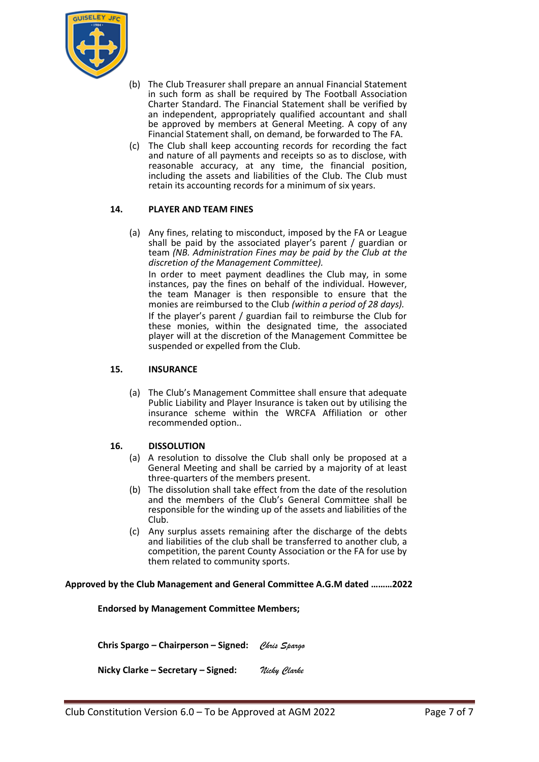(b) The Club Treasurer shall prepare an annual Financial Statement in such form as shall be required by The Football Association Charter Standard. The Financial Statement shall be verified by an independent, appropriately qualified accountant and shall be approved by members at General Meeting. A copy of any Financial Statement shall, on demand, be forwarded to The FA.

(c) The Club shall keep accounting records for recording the fact and nature of all payments and receipts so as to disclose, with reasonable accuracy, at any time, the financial position, including the assets and liabilities of the Club. The Club must retain its accounting records for a minimum of six years.

## 14. PLAYER AND TEAM FINES

(a) Any fines, relating to misconduct, imposed by the FA or League shall be paid by the associated player's parent / guardian or team *(NB. Administration Fines may be paid by the Club at the discretion of the Management Committee).*

In order to meet payment deadlines the Club may, in some instances, pay the fines on behalf of the individual. However, the team Manager is then responsible to ensure that the monies are reimbursed to the Club *(within a period of 28 days).*

If the player's parent / guardian fail to reimburse the Club for these monies, within the designated time, the associated player will at the discretion of the Management Committee be suspended or expelled from the Club.

## 15. INSURANCE

(a) The Club's Management Committee shall ensure that adequate Public Liability and Player Insurance is taken out by utilising the insurance scheme within the WRCFA Affiliation or other recommended option..

## 16. DISSOLUTION

(a) A resolution to dissolve the Club shall only be proposed at a General Meeting and shall be carried by a majority of at least three-quarters of the members present.

(b) The dissolution shall take effect from the date of the resolution and the members of the Club's General Committee shall be responsible for the winding up of the assets and liabilities of the Club.

(c) Any surplus assets remaining after the discharge of the debts and liabilities of the club shall be transferred to another club, a competition, the parent County Association or the FA for use by them related to community sports.

**Approved by the Club Management and General Committee A.G.M dated ………2022**

**Endorsed by Management Committee Members;**

**Chris Spargo – Chairperson – Signed:** *Chris Spargo*

**Nicky Clarke – Secretary – Signed:** *Nicky Clarke*